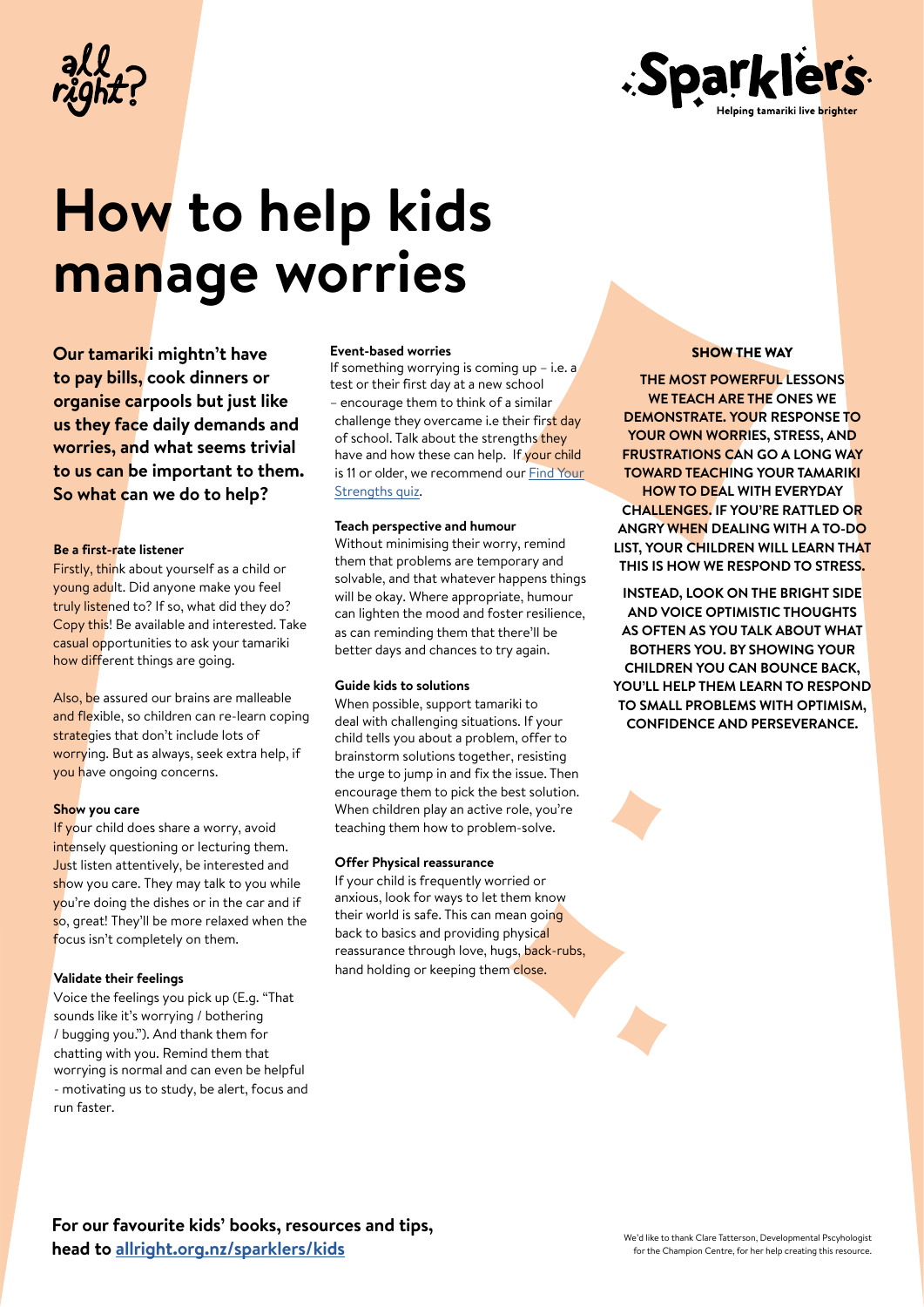# How to help kids manage worries

**Our tamariki mightn't have to pay bills, cook dinners or organise carpools but just like us they face daily demands and worries, and what seems trivial to us can be important to them. So what can we do to help?**

### Be a first-rate listener

Firstly, think about yourself as a child or young adult. Did anyone make you feel truly listened to? If so, what did they do? Copy this! Be available and interested. Take casual opportunities to ask your tamariki how different things are going.

Also, be assured our brains are malleable and flexible, so children can re-learn coping strategies that don't include lots of worrying. But as always, seek extra help, if you have ongoing concerns.

### Show you care

If your child does share a worry, avoid intensely questioning or lecturing them. Just listen attentively, be interested and show you care. They may talk to you while you're doing the dishes or in the car and if so, great! They'll be more relaxed when the focus isn't completely on them.

### Validate their feelings

Voice the feelings you pick up (E.g. "That sounds like it's worrying / bothering / bugging you."). And thank them for chatting with you. Remind them that worrying is normal and can even be helpful - motivating us to study, be alert, focus and run faster.

### Event-based worries

If something worrying is coming up – i.e. a test or their first day at a new school – encourage them to think of a similar challenge they overcame i.e their first day of school. Talk about the strengths they have and how these can help. If your child is 11 or older, we recommend our [Find Your Strengths quiz](Find Your Strengths quiz).

### Teach perspective and humour

Without minimising their worry, remind them that problems are temporary and solvable, and that whatever happens things will be okay. Where appropriate, humour can lighten the mood and foster resilience, as can reminding them that there'll be better days and chances to try again.

### Guide kids to solutions

When possible, support tamariki to deal with challenging situations. If your child tells you about a problem, offer to brainstorm solutions together, resisting the urge to jump in and fix the issue. Then encourage them to pick the best solution. When children play an active role, you're teaching them how to problem-solve.

### Offer Physical reassurance

If your child is frequently worried or anxious, look for ways to let them know their world is safe. This can mean going back to basics and providing physical reassurance through love, hugs, back-rubs, hand holding or keeping them close.

### SHOW THE WAY

**THE MOST POWERFUL LESSONS WE TEACH ARE THE ONES WE DEMONSTRATE. YOUR RESPONSE TO YOUR OWN WORRIES, STRESS, AND FRUSTRATIONS CAN GO A LONG WAY TOWARD TEACHING YOUR TAMARIKI HOW TO DEAL WITH EVERYDAY CHALLENGES. IF YOU'RE RATTLED OR ANGRY WHEN DEALING WITH A TO-DO LIST, YOUR CHILDREN WILL LEARN THAT THIS IS HOW WE RESPOND TO STRESS.**

**INSTEAD, LOOK ON THE BRIGHT SIDE AND VOICE OPTIMISTIC THOUGHTS AS OFTEN AS YOU TALK ABOUT WHAT BOTHERS YOU. BY SHOWING YOUR CHILDREN YOU CAN BOUNCE BACK, YOU'LL HELP THEM LEARN TO RESPOND TO SMALL PROBLEMS WITH OPTIMISM, CONFIDENCE AND PERSEVERANCE.**

**For our favourite kids' books, resources and tips, head to [allright.org.nz/sparklers/kids](allright.org.nz/sparklers/kids)**

We'd like to thank Clare Tatterson, Developmental Pscyhologist for the Champion Centre, for her help creating this resource.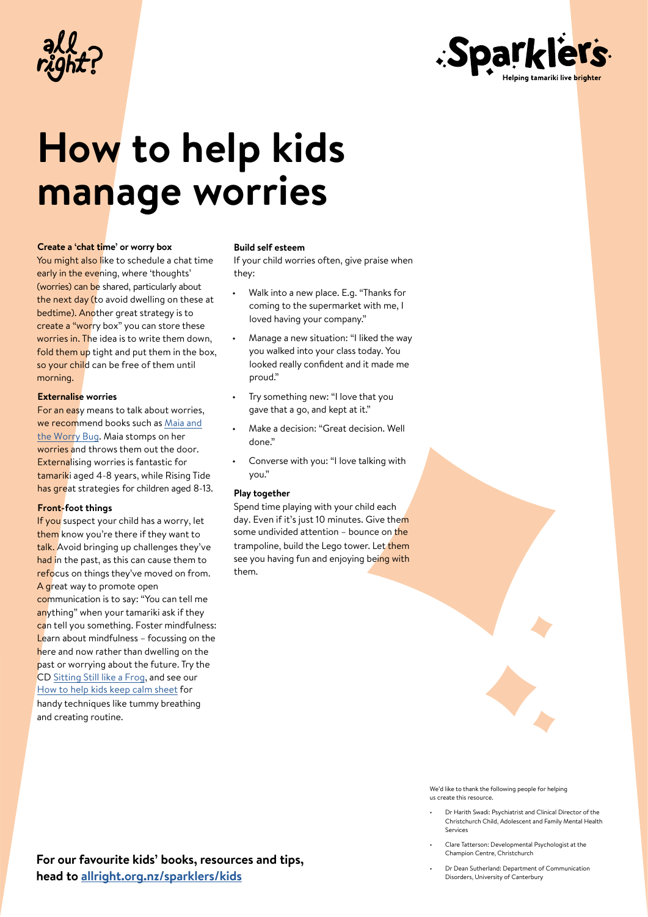# How to help kids manage worries

**Create a 'chat time' or worry box**

You might also like to schedule a chat time early in the evening, where 'thoughts' (worries) can be shared, particularly about the next day (to avoid dwelling on these at bedtime). Another great strategy is to create a "worry box" you can store these worries in. The idea is to write them down, fold them up tight and put them in the box, so your child can be free of them until morning.

**Externalise worries**

For an easy means to talk about worries, we recommend books such as [Maia and the Worry Bug](). Maia stomps on her worries and throws them out the door. Externalising worries is fantastic for tamariki aged 4-8 years, while Rising Tide has great strategies for children aged 8-13.

**Front-foot things**

If you suspect your child has a worry, let them know you're there if they want to talk. Avoid bringing up challenges they've had in the past, as this can cause them to refocus on things they've moved on from. A great way to promote open communication is to say: "You can tell me anything" when your tamariki ask if they can tell you something. Foster mindfulness: Learn about mindfulness – focussing on the here and now rather than dwelling on the past or worrying about the future. Try the CD [Sitting Still like a Frog](), and see our [How to help kids keep calm sheet]() for handy techniques like tummy breathing and creating routine.

**Build self esteem**

If your child worries often, give praise when they:

- Walk into a new place. E.g. "Thanks for coming to the supermarket with me, I loved having your company."
- Manage a new situation: "I liked the way you walked into your class today. You looked really confident and it made me proud."
- Try something new: "I love that you gave that a go, and kept at it."
- Make a decision: "Great decision. Well done."
- Converse with you: "I love talking with you."

**Play together**

Spend time playing with your child each day. Even if it's just 10 minutes. Give them some undivided attention – bounce on the trampoline, build the Lego tower. Let them see you having fun and enjoying being with them.

**For our favourite kids' books, resources and tips, head to [allright.org.nz/sparklers/kids]()**

We'd like to thank the following people for helping us create this resource.

- Dr Harith Swadi: Psychiatrist and Clinical Director of the Christchurch Child, Adolescent and Family Mental Health Services
- Clare Tatterson: Developmental Psychologist at the Champion Centre, Christchurch
- Dr Dean Sutherland: Department of Communication Disorders, University of Canterbury